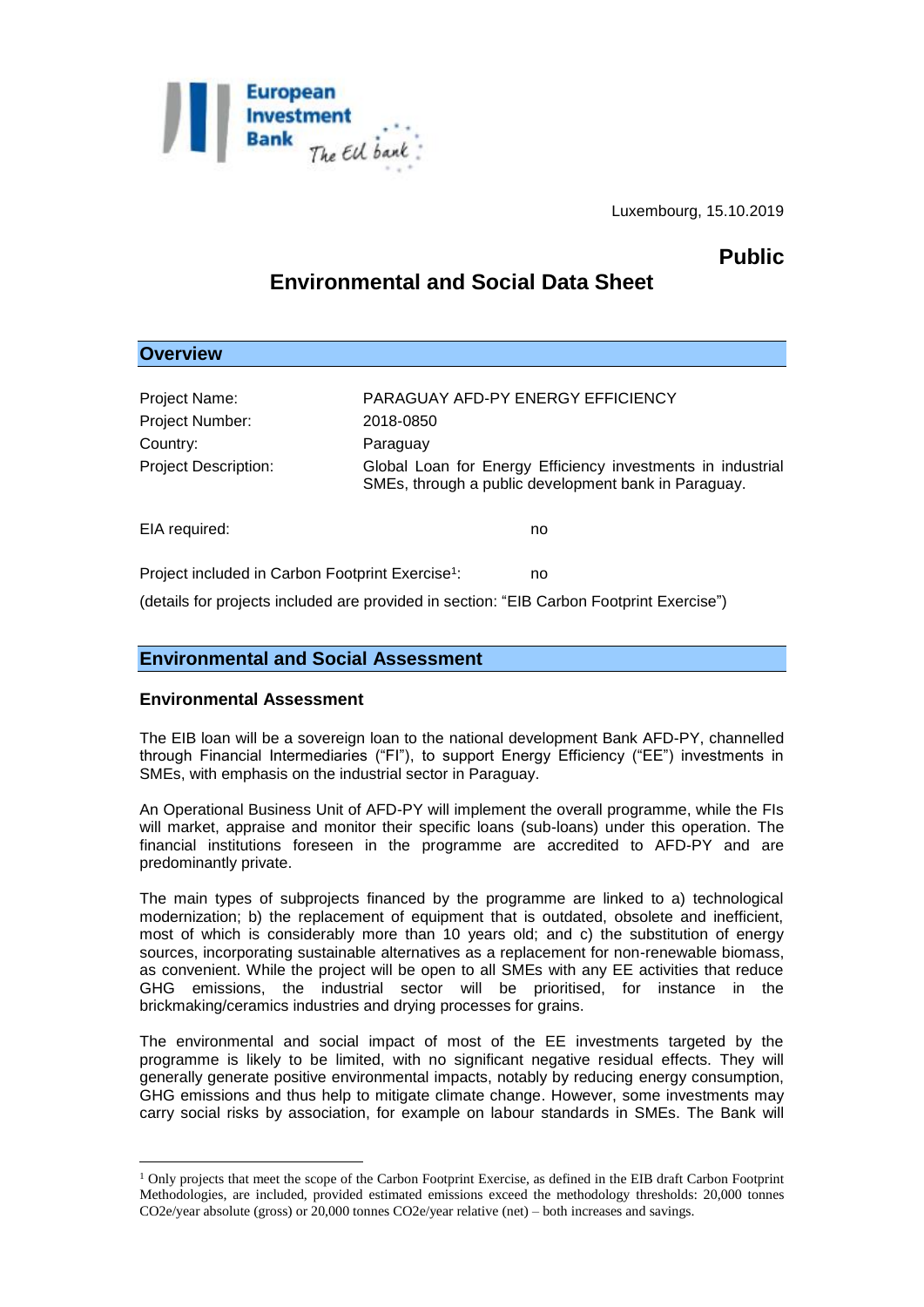Luxembourg, 15.10.2019

**Public**

# Environmental and Social Data Sheet

## Overview

| | |
|---|---|
| Project Name: | PARAGUAY AFD-PY ENERGY EFFICIENCY |
| Project Number: | 2018-0850 |
| Country: | Paraguay |
| Project Description: | Global Loan for Energy Efficiency investments in industrial SMEs, through a public development bank in Paraguay. |

EIA required: no

Project included in Carbon Footprint Exercise[1]: no

(details for projects included are provided in section: "EIB Carbon Footprint Exercise")

## Environmental and Social Assessment

### Environmental Assessment

The EIB loan will be a sovereign loan to the national development Bank AFD-PY, channelled through Financial Intermediaries ("FI"), to support Energy Efficiency ("EE") investments in SMEs, with emphasis on the industrial sector in Paraguay.

An Operational Business Unit of AFD-PY will implement the overall programme, while the FIs will market, appraise and monitor their specific loans (sub-loans) under this operation. The financial institutions foreseen in the programme are accredited to AFD-PY and are predominantly private.

The main types of subprojects financed by the programme are linked to a) technological modernization; b) the replacement of equipment that is outdated, obsolete and inefficient, most of which is considerably more than 10 years old; and c) the substitution of energy sources, incorporating sustainable alternatives as a replacement for non-renewable biomass, as convenient. While the project will be open to all SMEs with any EE activities that reduce GHG emissions, the industrial sector will be prioritised, for instance in the brickmaking/ceramics industries and drying processes for grains.

The environmental and social impact of most of the EE investments targeted by the programme is likely to be limited, with no significant negative residual effects. They will generally generate positive environmental impacts, notably by reducing energy consumption, GHG emissions and thus help to mitigate climate change. However, some investments may carry social risks by association, for example on labour standards in SMEs. The Bank will

[1] Only projects that meet the scope of the Carbon Footprint Exercise, as defined in the EIB draft Carbon Footprint Methodologies, are included, provided estimated emissions exceed the methodology thresholds: 20,000 tonnes CO2e/year absolute (gross) or 20,000 tonnes CO2e/year relative (net) – both increases and savings.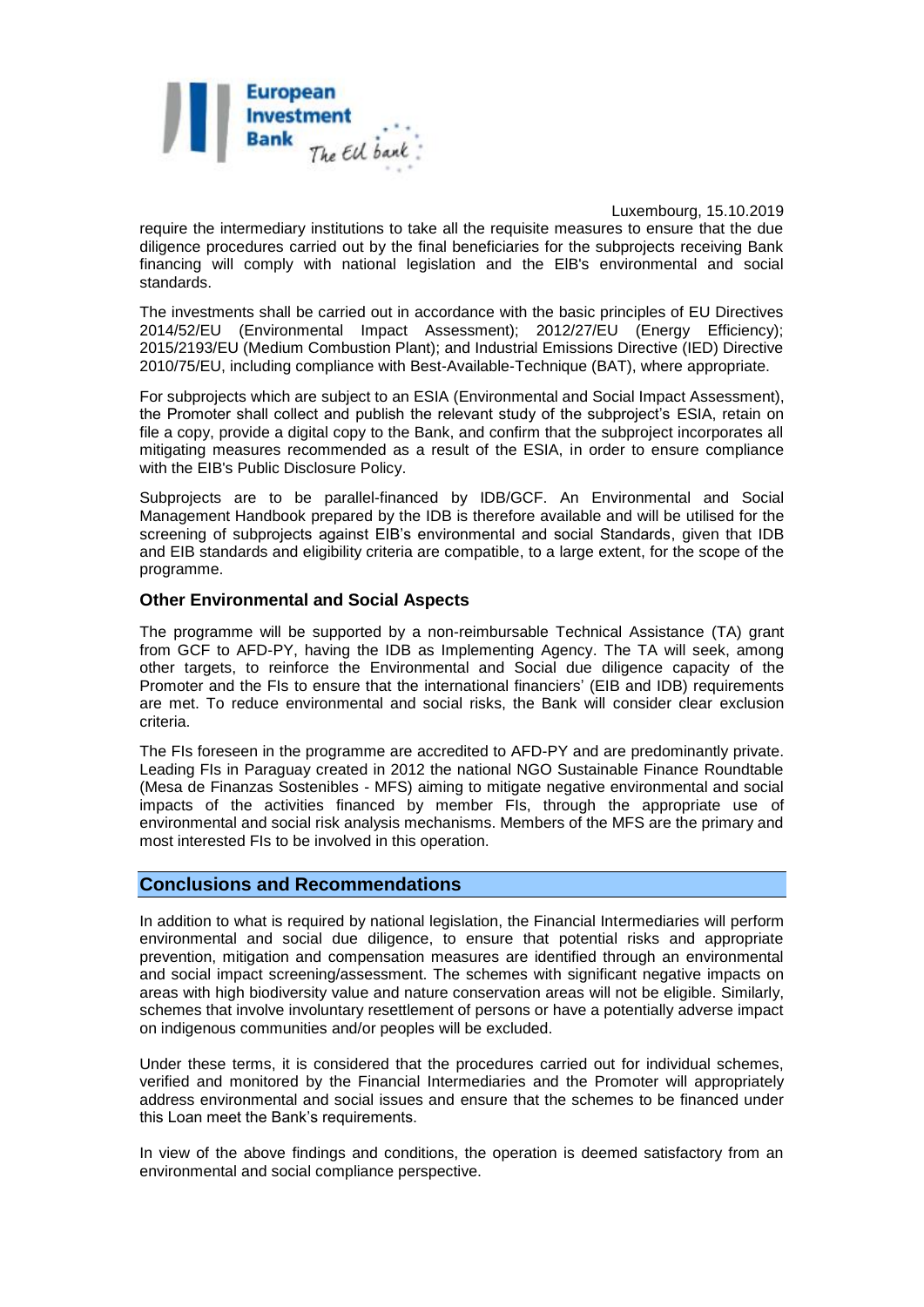Luxembourg, 15.10.2019

require the intermediary institutions to take all the requisite measures to ensure that the due diligence procedures carried out by the final beneficiaries for the subprojects receiving Bank financing will comply with national legislation and the EIB's environmental and social standards.

The investments shall be carried out in accordance with the basic principles of EU Directives 2014/52/EU (Environmental Impact Assessment); 2012/27/EU (Energy Efficiency); 2015/2193/EU (Medium Combustion Plant); and Industrial Emissions Directive (IED) Directive 2010/75/EU, including compliance with Best-Available-Technique (BAT), where appropriate.

For subprojects which are subject to an ESIA (Environmental and Social Impact Assessment), the Promoter shall collect and publish the relevant study of the subproject's ESIA, retain on file a copy, provide a digital copy to the Bank, and confirm that the subproject incorporates all mitigating measures recommended as a result of the ESIA, in order to ensure compliance with the EIB's Public Disclosure Policy.

Subprojects are to be parallel-financed by IDB/GCF. An Environmental and Social Management Handbook prepared by the IDB is therefore available and will be utilised for the screening of subprojects against EIB's environmental and social Standards, given that IDB and EIB standards and eligibility criteria are compatible, to a large extent, for the scope of the programme.

### Other Environmental and Social Aspects

The programme will be supported by a non-reimbursable Technical Assistance (TA) grant from GCF to AFD-PY, having the IDB as Implementing Agency. The TA will seek, among other targets, to reinforce the Environmental and Social due diligence capacity of the Promoter and the FIs to ensure that the international financiers' (EIB and IDB) requirements are met. To reduce environmental and social risks, the Bank will consider clear exclusion criteria.

The FIs foreseen in the programme are accredited to AFD-PY and are predominantly private. Leading FIs in Paraguay created in 2012 the national NGO Sustainable Finance Roundtable (Mesa de Finanzas Sostenibles - MFS) aiming to mitigate negative environmental and social impacts of the activities financed by member FIs, through the appropriate use of environmental and social risk analysis mechanisms. Members of the MFS are the primary and most interested FIs to be involved in this operation.

## Conclusions and Recommendations

In addition to what is required by national legislation, the Financial Intermediaries will perform environmental and social due diligence, to ensure that potential risks and appropriate prevention, mitigation and compensation measures are identified through an environmental and social impact screening/assessment. The schemes with significant negative impacts on areas with high biodiversity value and nature conservation areas will not be eligible. Similarly, schemes that involve involuntary resettlement of persons or have a potentially adverse impact on indigenous communities and/or peoples will be excluded.

Under these terms, it is considered that the procedures carried out for individual schemes, verified and monitored by the Financial Intermediaries and the Promoter will appropriately address environmental and social issues and ensure that the schemes to be financed under this Loan meet the Bank's requirements.

In view of the above findings and conditions, the operation is deemed satisfactory from an environmental and social compliance perspective.